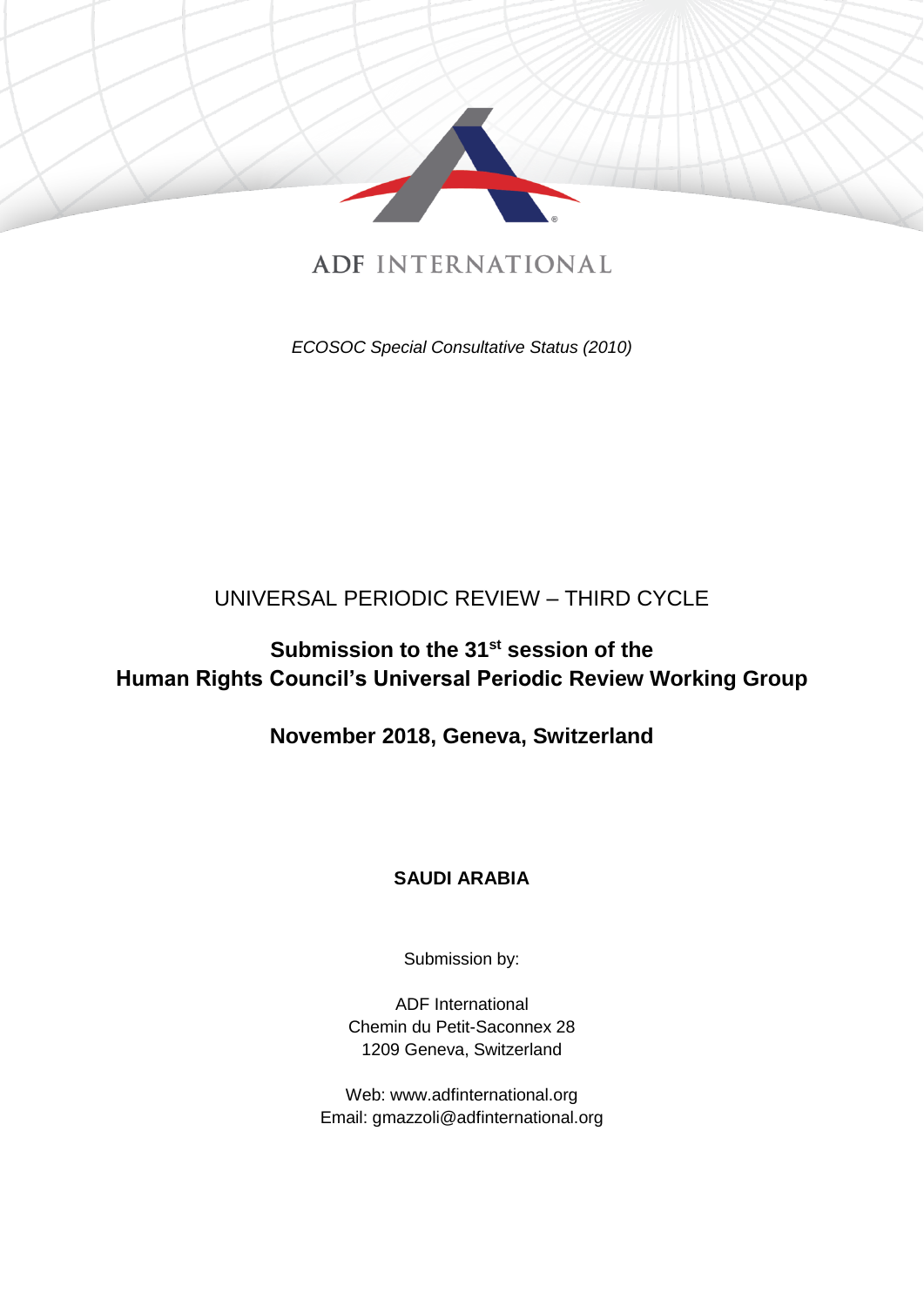# ADF INTERNATIONAL

*ECOSOC Special Consultative Status (2010)*

UNIVERSAL PERIODIC REVIEW – THIRD CYCLE

**Submission to the 31st session of the Human Rights Council's Universal Periodic Review Working Group**

**November 2018, Geneva, Switzerland**

**SAUDI ARABIA**

Submission by:

ADF International
Chemin du Petit-Saconnex 28
1209 Geneva, Switzerland

Web: www.adfinternational.org
Email: gmazzoli@adfinternational.org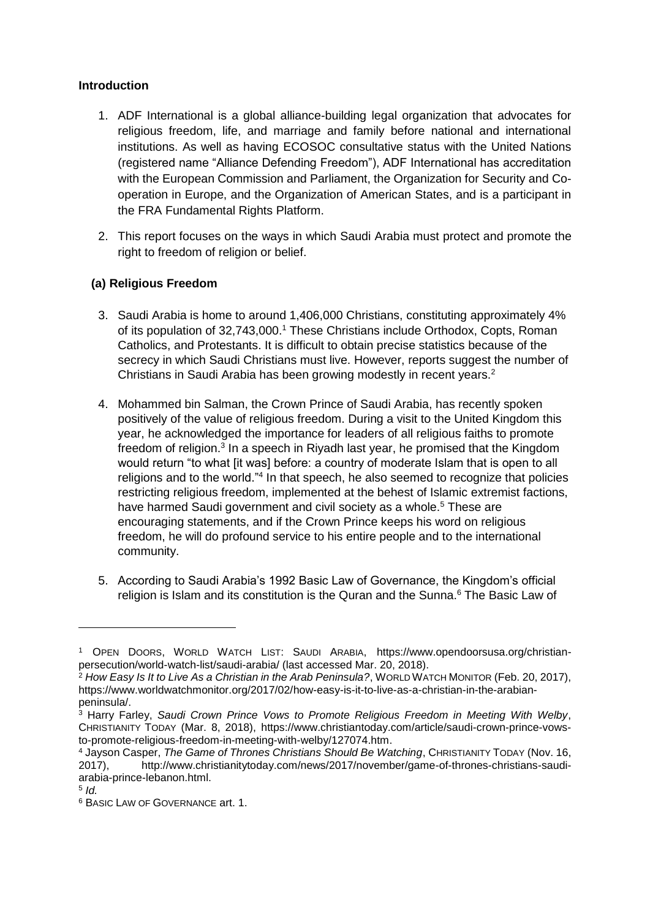## Introduction

1. ADF International is a global alliance-building legal organization that advocates for religious freedom, life, and marriage and family before national and international institutions. As well as having ECOSOC consultative status with the United Nations (registered name "Alliance Defending Freedom"), ADF International has accreditation with the European Commission and Parliament, the Organization for Security and Co-operation in Europe, and the Organization of American States, and is a participant in the FRA Fundamental Rights Platform.

2. This report focuses on the ways in which Saudi Arabia must protect and promote the right to freedom of religion or belief.

### (a) Religious Freedom

3. Saudi Arabia is home to around 1,406,000 Christians, constituting approximately 4% of its population of 32,743,000.[1] These Christians include Orthodox, Copts, Roman Catholics, and Protestants. It is difficult to obtain precise statistics because of the secrecy in which Saudi Christians must live. However, reports suggest the number of Christians in Saudi Arabia has been growing modestly in recent years.[2]

4. Mohammed bin Salman, the Crown Prince of Saudi Arabia, has recently spoken positively of the value of religious freedom. During a visit to the United Kingdom this year, he acknowledged the importance for leaders of all religious faiths to promote freedom of religion.[3] In a speech in Riyadh last year, he promised that the Kingdom would return "to what [it was] before: a country of moderate Islam that is open to all religions and to the world."[4] In that speech, he also seemed to recognize that policies restricting religious freedom, implemented at the behest of Islamic extremist factions, have harmed Saudi government and civil society as a whole.[5] These are encouraging statements, and if the Crown Prince keeps his word on religious freedom, he will do profound service to his entire people and to the international community.

5. According to Saudi Arabia's 1992 Basic Law of Governance, the Kingdom's official religion is Islam and its constitution is the Quran and the Sunna.[6] The Basic Law of

---

[1] OPEN DOORS, WORLD WATCH LIST: SAUDI ARABIA, https://www.opendoorsusa.org/christian-persecution/world-watch-list/saudi-arabia/ (last accessed Mar. 20, 2018).

[2] *How Easy Is It to Live As a Christian in the Arab Peninsula?*, WORLD WATCH MONITOR (Feb. 20, 2017), https://www.worldwatchmonitor.org/2017/02/how-easy-is-it-to-live-as-a-christian-in-the-arabian-peninsula/.

[3] Harry Farley, *Saudi Crown Prince Vows to Promote Religious Freedom in Meeting With Welby*, CHRISTIANITY TODAY (Mar. 8, 2018), https://www.christiantoday.com/article/saudi-crown-prince-vows-to-promote-religious-freedom-in-meeting-with-welby/127074.htm.

[4] Jayson Casper, *The Game of Thrones Christians Should Be Watching*, CHRISTIANITY TODAY (Nov. 16, 2017), http://www.christianitytoday.com/news/2017/november/game-of-thrones-christians-saudi-arabia-prince-lebanon.html.

[5] *Id.*

[6] BASIC LAW OF GOVERNANCE art. 1.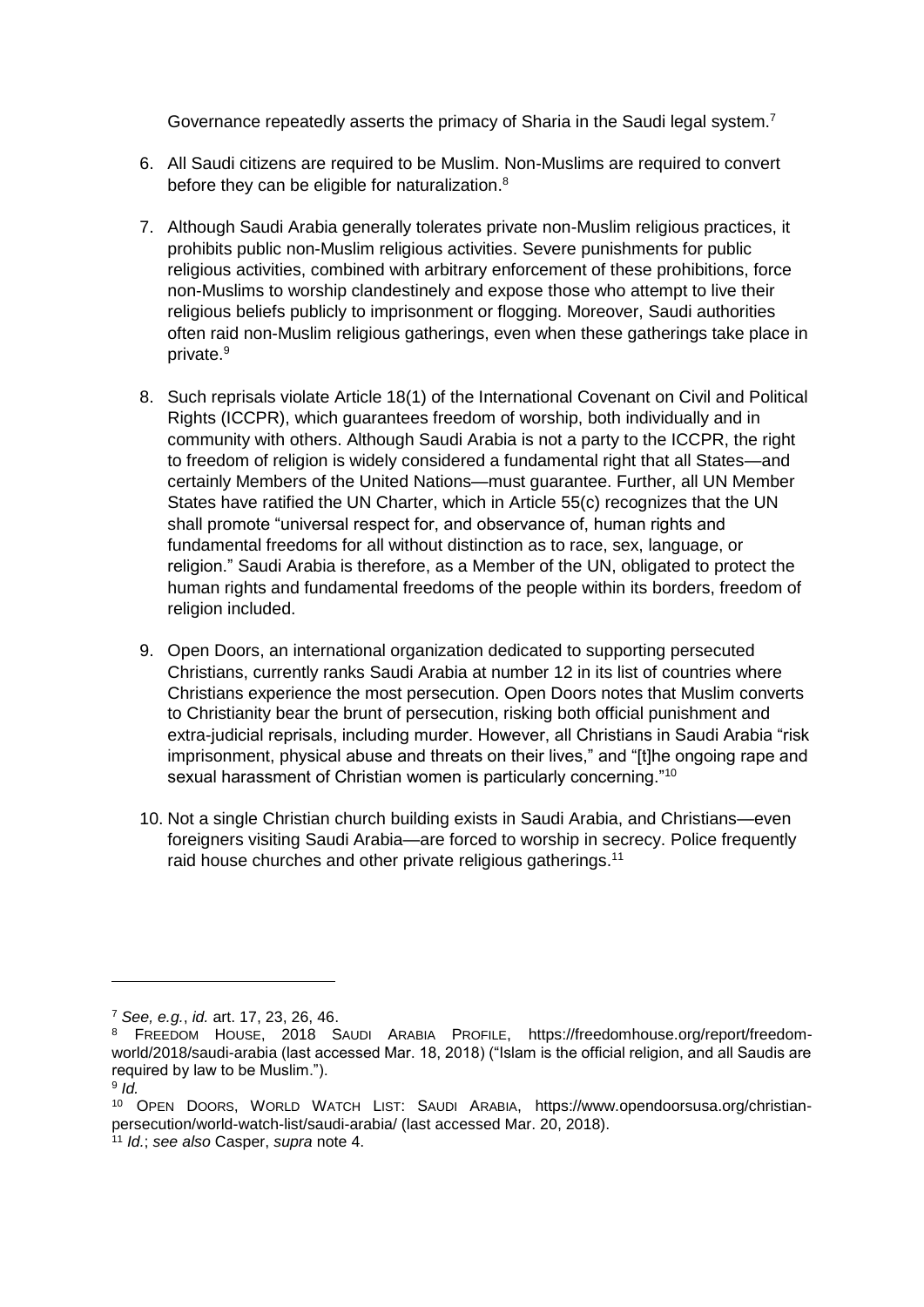Governance repeatedly asserts the primacy of Sharia in the Saudi legal system.[7]

6. All Saudi citizens are required to be Muslim. Non-Muslims are required to convert before they can be eligible for naturalization.[8]

7. Although Saudi Arabia generally tolerates private non-Muslim religious practices, it prohibits public non-Muslim religious activities. Severe punishments for public religious activities, combined with arbitrary enforcement of these prohibitions, force non-Muslims to worship clandestinely and expose those who attempt to live their religious beliefs publicly to imprisonment or flogging. Moreover, Saudi authorities often raid non-Muslim religious gatherings, even when these gatherings take place in private.[9]

8. Such reprisals violate Article 18(1) of the International Covenant on Civil and Political Rights (ICCPR), which guarantees freedom of worship, both individually and in community with others. Although Saudi Arabia is not a party to the ICCPR, the right to freedom of religion is widely considered a fundamental right that all States—and certainly Members of the United Nations—must guarantee. Further, all UN Member States have ratified the UN Charter, which in Article 55(c) recognizes that the UN shall promote "universal respect for, and observance of, human rights and fundamental freedoms for all without distinction as to race, sex, language, or religion." Saudi Arabia is therefore, as a Member of the UN, obligated to protect the human rights and fundamental freedoms of the people within its borders, freedom of religion included.

9. Open Doors, an international organization dedicated to supporting persecuted Christians, currently ranks Saudi Arabia at number 12 in its list of countries where Christians experience the most persecution. Open Doors notes that Muslim converts to Christianity bear the brunt of persecution, risking both official punishment and extra-judicial reprisals, including murder. However, all Christians in Saudi Arabia "risk imprisonment, physical abuse and threats on their lives," and "[t]he ongoing rape and sexual harassment of Christian women is particularly concerning."[10]

10. Not a single Christian church building exists in Saudi Arabia, and Christians—even foreigners visiting Saudi Arabia—are forced to worship in secrecy. Police frequently raid house churches and other private religious gatherings.[11]

---

[7] *See, e.g.*, *id.* art. 17, 23, 26, 46.

[8] FREEDOM HOUSE, 2018 SAUDI ARABIA PROFILE, https://freedomhouse.org/report/freedom-world/2018/saudi-arabia (last accessed Mar. 18, 2018) ("Islam is the official religion, and all Saudis are required by law to be Muslim.").

[9] *Id.*

[10] OPEN DOORS, WORLD WATCH LIST: SAUDI ARABIA, https://www.opendoorsusa.org/christian-persecution/world-watch-list/saudi-arabia/ (last accessed Mar. 20, 2018).

[11] *Id.*; *see also* Casper, *supra* note 4.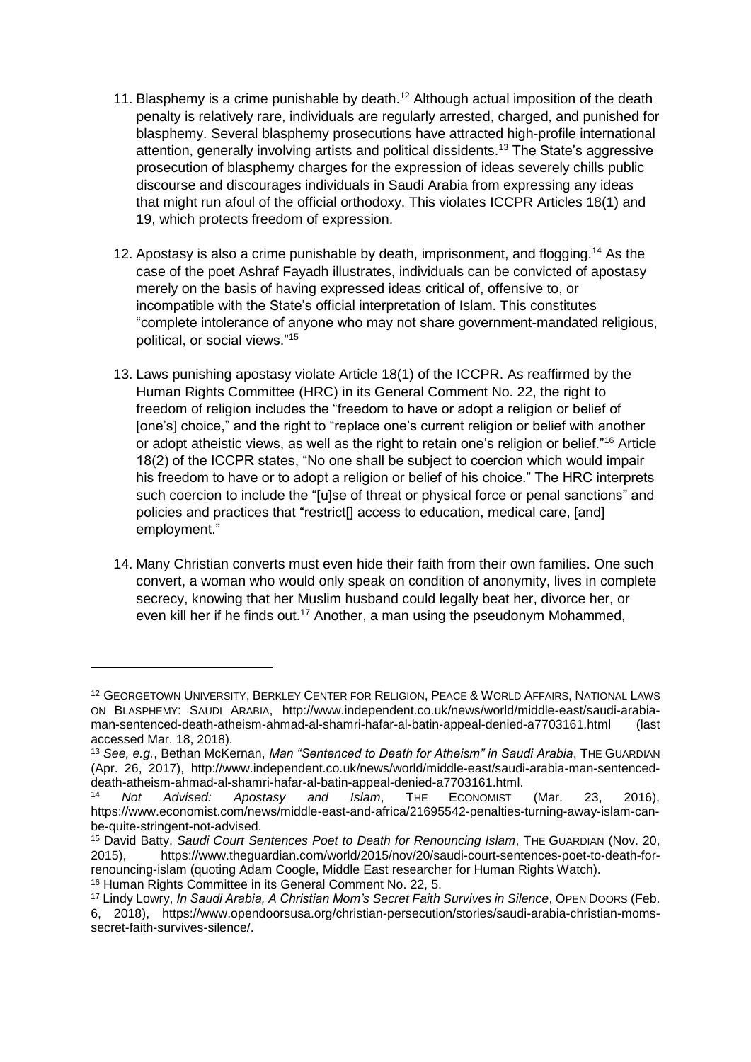11. Blasphemy is a crime punishable by death.[12] Although actual imposition of the death penalty is relatively rare, individuals are regularly arrested, charged, and punished for blasphemy. Several blasphemy prosecutions have attracted high-profile international attention, generally involving artists and political dissidents.[13] The State's aggressive prosecution of blasphemy charges for the expression of ideas severely chills public discourse and discourages individuals in Saudi Arabia from expressing any ideas that might run afoul of the official orthodoxy. This violates ICCPR Articles 18(1) and 19, which protects freedom of expression.

12. Apostasy is also a crime punishable by death, imprisonment, and flogging.[14] As the case of the poet Ashraf Fayadh illustrates, individuals can be convicted of apostasy merely on the basis of having expressed ideas critical of, offensive to, or incompatible with the State's official interpretation of Islam. This constitutes "complete intolerance of anyone who may not share government-mandated religious, political, or social views."[15]

13. Laws punishing apostasy violate Article 18(1) of the ICCPR. As reaffirmed by the Human Rights Committee (HRC) in its General Comment No. 22, the right to freedom of religion includes the "freedom to have or adopt a religion or belief of [one's] choice," and the right to "replace one's current religion or belief with another or adopt atheistic views, as well as the right to retain one's religion or belief."[16] Article 18(2) of the ICCPR states, "No one shall be subject to coercion which would impair his freedom to have or to adopt a religion or belief of his choice." The HRC interprets such coercion to include the "[u]se of threat or physical force or penal sanctions" and policies and practices that "restrict[] access to education, medical care, [and] employment."

14. Many Christian converts must even hide their faith from their own families. One such convert, a woman who would only speak on condition of anonymity, lives in complete secrecy, knowing that her Muslim husband could legally beat her, divorce her, or even kill her if he finds out.[17] Another, a man using the pseudonym Mohammed,

---

[12] GEORGETOWN UNIVERSITY, BERKLEY CENTER FOR RELIGION, PEACE & WORLD AFFAIRS, NATIONAL LAWS ON BLASPHEMY: SAUDI ARABIA, http://www.independent.co.uk/news/world/middle-east/saudi-arabia-man-sentenced-death-atheism-ahmad-al-shamri-hafar-al-batin-appeal-denied-a7703161.html (last accessed Mar. 18, 2018).

[13] *See, e.g.*, Bethan McKernan, *Man "Sentenced to Death for Atheism" in Saudi Arabia*, THE GUARDIAN (Apr. 26, 2017), http://www.independent.co.uk/news/world/middle-east/saudi-arabia-man-sentenced-death-atheism-ahmad-al-shamri-hafar-al-batin-appeal-denied-a7703161.html.

[14] *Not Advised: Apostasy and Islam*, THE ECONOMIST (Mar. 23, 2016), https://www.economist.com/news/middle-east-and-africa/21695542-penalties-turning-away-islam-can-be-quite-stringent-not-advised.

[15] David Batty, *Saudi Court Sentences Poet to Death for Renouncing Islam*, THE GUARDIAN (Nov. 20, 2015), https://www.theguardian.com/world/2015/nov/20/saudi-court-sentences-poet-to-death-for-renouncing-islam (quoting Adam Coogle, Middle East researcher for Human Rights Watch).

[16] Human Rights Committee in its General Comment No. 22, 5.

[17] Lindy Lowry, *In Saudi Arabia, A Christian Mom's Secret Faith Survives in Silence*, OPEN DOORS (Feb. 6, 2018), https://www.opendoorsusa.org/christian-persecution/stories/saudi-arabia-christian-moms-secret-faith-survives-silence/.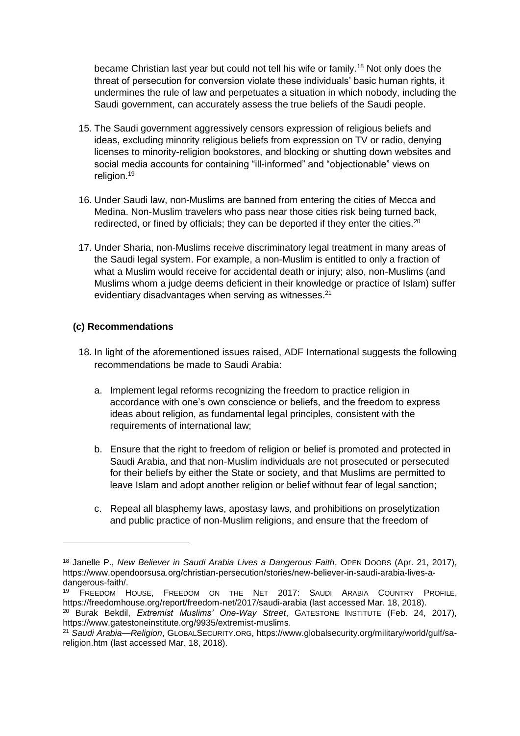became Christian last year but could not tell his wife or family.[18] Not only does the threat of persecution for conversion violate these individuals' basic human rights, it undermines the rule of law and perpetuates a situation in which nobody, including the Saudi government, can accurately assess the true beliefs of the Saudi people.

15. The Saudi government aggressively censors expression of religious beliefs and ideas, excluding minority religious beliefs from expression on TV or radio, denying licenses to minority-religion bookstores, and blocking or shutting down websites and social media accounts for containing "ill-informed" and "objectionable" views on religion.[19]

16. Under Saudi law, non-Muslims are banned from entering the cities of Mecca and Medina. Non-Muslim travelers who pass near those cities risk being turned back, redirected, or fined by officials; they can be deported if they enter the cities.[20]

17. Under Sharia, non-Muslims receive discriminatory legal treatment in many areas of the Saudi legal system. For example, a non-Muslim is entitled to only a fraction of what a Muslim would receive for accidental death or injury; also, non-Muslims (and Muslims whom a judge deems deficient in their knowledge or practice of Islam) suffer evidentiary disadvantages when serving as witnesses.[21]

### (c) Recommendations

18. In light of the aforementioned issues raised, ADF International suggests the following recommendations be made to Saudi Arabia:

    a. Implement legal reforms recognizing the freedom to practice religion in accordance with one's own conscience or beliefs, and the freedom to express ideas about religion, as fundamental legal principles, consistent with the requirements of international law;

    b. Ensure that the right to freedom of religion or belief is promoted and protected in Saudi Arabia, and that non-Muslim individuals are not prosecuted or persecuted for their beliefs by either the State or society, and that Muslims are permitted to leave Islam and adopt another religion or belief without fear of legal sanction;

    c. Repeal all blasphemy laws, apostasy laws, and prohibitions on proselytization and public practice of non-Muslim religions, and ensure that the freedom of

---

[18] Janelle P., *New Believer in Saudi Arabia Lives a Dangerous Faith*, OPEN DOORS (Apr. 21, 2017), https://www.opendoorsusa.org/christian-persecution/stories/new-believer-in-saudi-arabia-lives-a-dangerous-faith/.

[19] FREEDOM HOUSE, FREEDOM ON THE NET 2017: SAUDI ARABIA COUNTRY PROFILE, https://freedomhouse.org/report/freedom-net/2017/saudi-arabia (last accessed Mar. 18, 2018).

[20] Burak Bekdil, *Extremist Muslims' One-Way Street*, GATESTONE INSTITUTE (Feb. 24, 2017), https://www.gatestoneinstitute.org/9935/extremist-muslims.

[21] *Saudi Arabia—Religion*, GLOBALSECURITY.ORG, https://www.globalsecurity.org/military/world/gulf/sa-religion.htm (last accessed Mar. 18, 2018).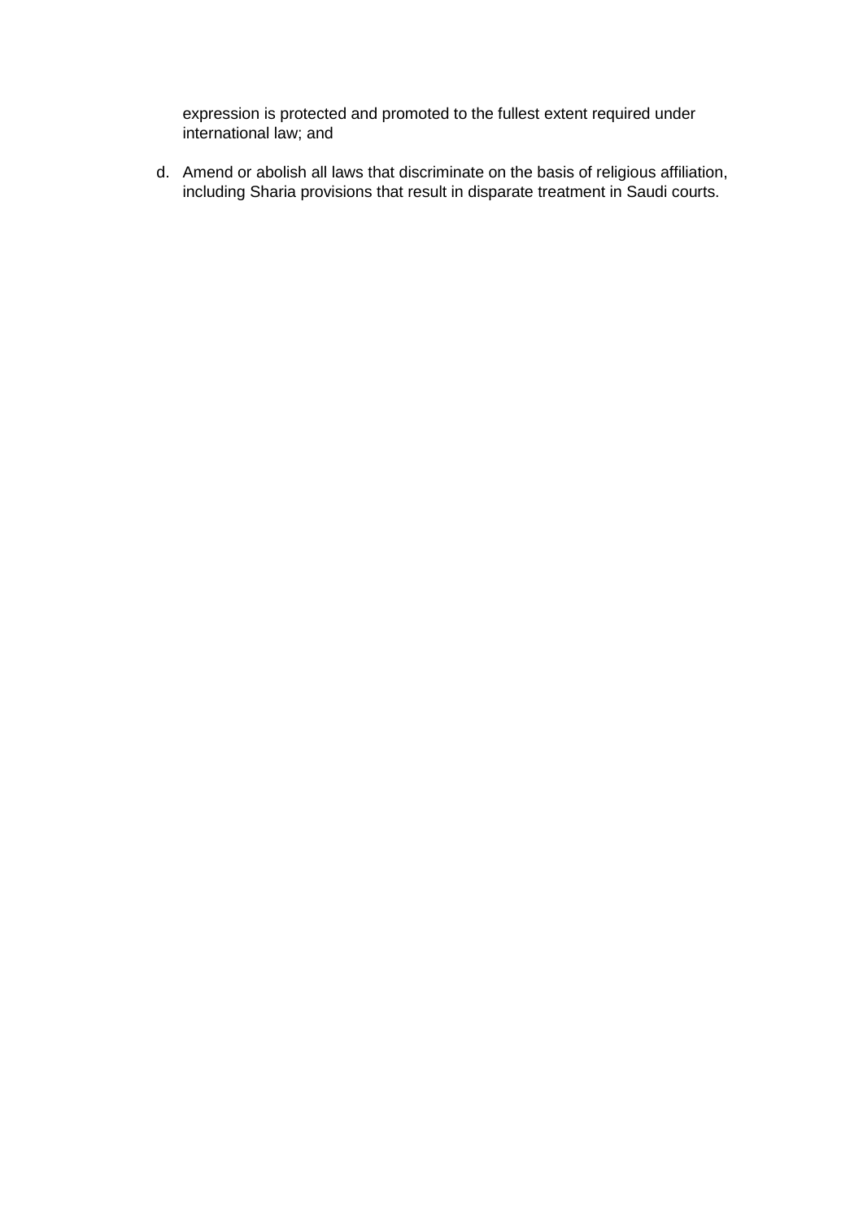expression is protected and promoted to the fullest extent required under international law; and

d. Amend or abolish all laws that discriminate on the basis of religious affiliation, including Sharia provisions that result in disparate treatment in Saudi courts.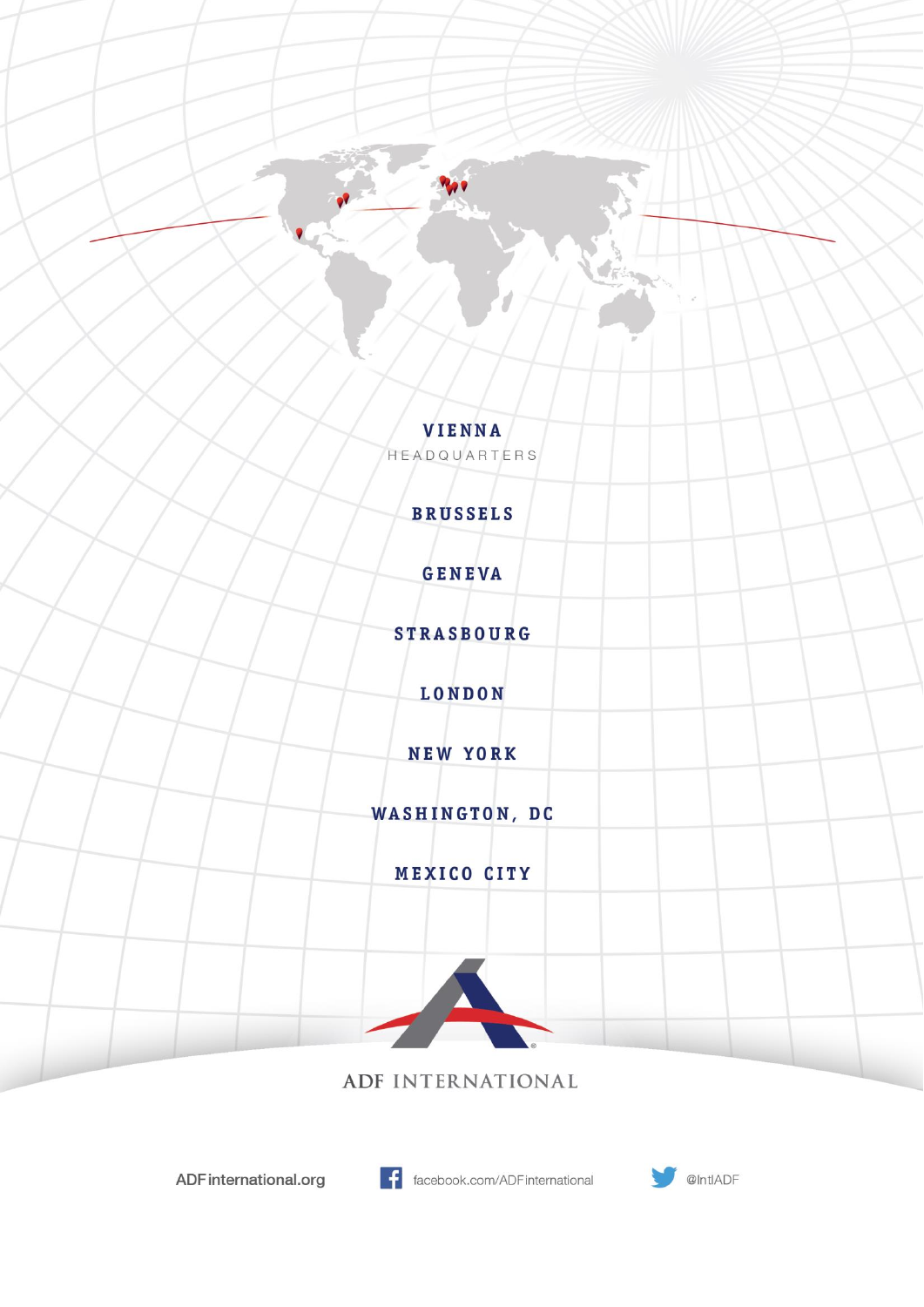**VIENNA**
HEADQUARTERS

**BRUSSELS**

**GENEVA**

**STRASBOURG**

**LONDON**

**NEW YORK**

**WASHINGTON, DC**

**MEXICO CITY**

ADF INTERNATIONAL

ADFinternational.org

facebook.com/ADFinternational

@IntlADF